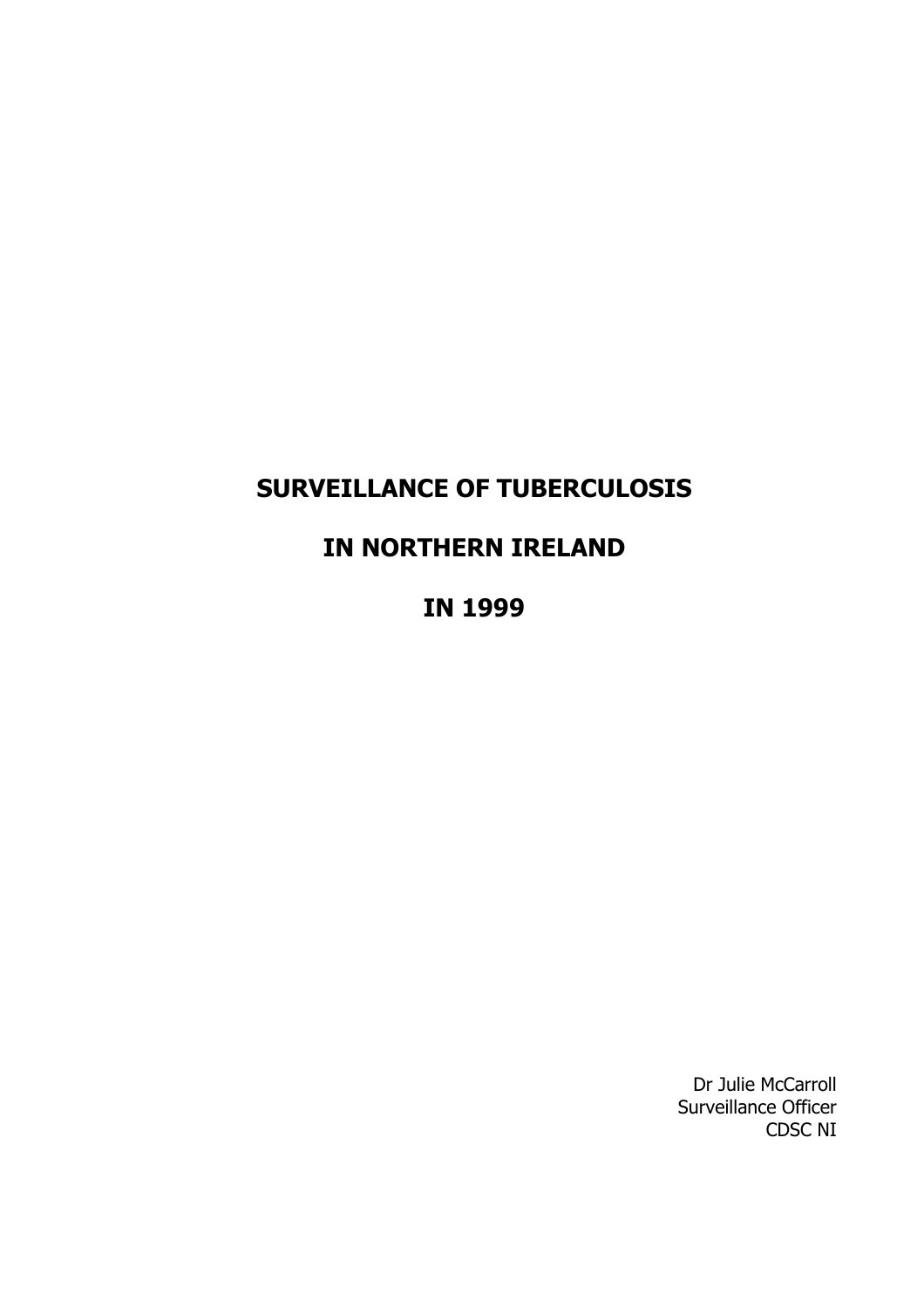# SURVEILLANCE OF TUBERCULOSIS

# IN NORTHERN IRELAND

# IN 1999

Dr Julie McCarroll
Surveillance Officer
CDSC NI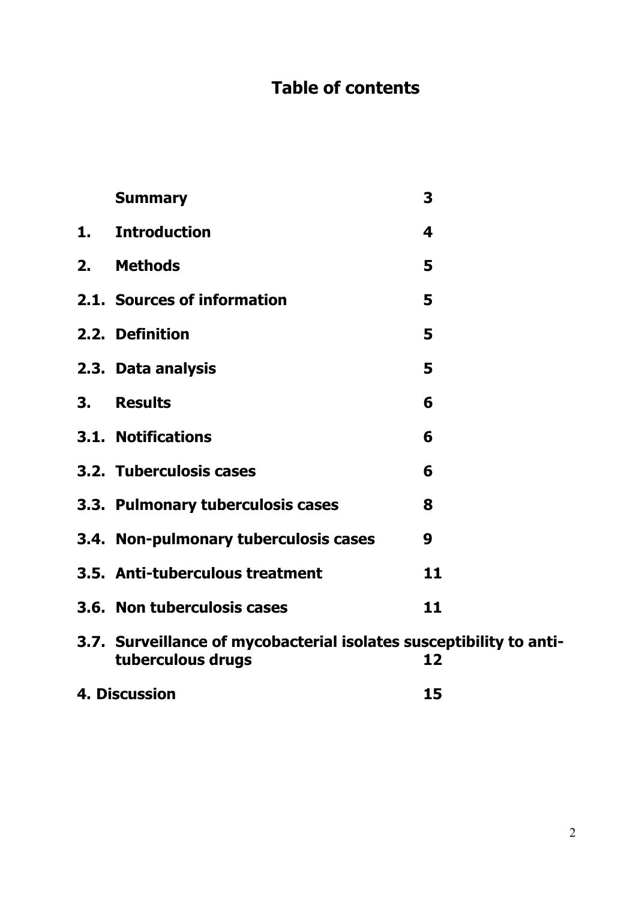# Table of contents

| | | |
|---|---|---|
| | **Summary** | **3** |
| **1.** | **Introduction** | **4** |
| **2.** | **Methods** | **5** |
| **2.1.** | **Sources of information** | **5** |
| **2.2.** | **Definition** | **5** |
| **2.3.** | **Data analysis** | **5** |
| **3.** | **Results** | **6** |
| **3.1.** | **Notifications** | **6** |
| **3.2.** | **Tuberculosis cases** | **6** |
| **3.3.** | **Pulmonary tuberculosis cases** | **8** |
| **3.4.** | **Non-pulmonary tuberculosis cases** | **9** |
| **3.5.** | **Anti-tuberculous treatment** | **11** |
| **3.6.** | **Non tuberculosis cases** | **11** |
| **3.7.** | **Surveillance of mycobacterial isolates susceptibility to anti-tuberculous drugs** | **12** |
| **4.** | **Discussion** | **15** |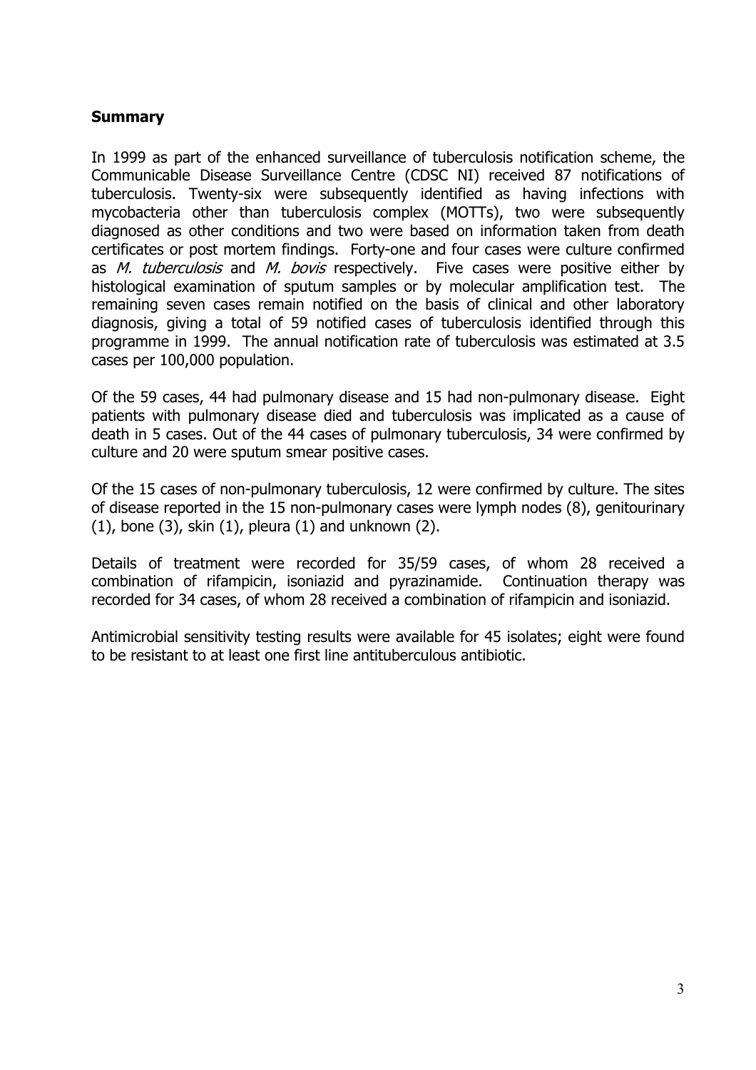## Summary

In 1999 as part of the enhanced surveillance of tuberculosis notification scheme, the Communicable Disease Surveillance Centre (CDSC NI) received 87 notifications of tuberculosis. Twenty-six were subsequently identified as having infections with mycobacteria other than tuberculosis complex (MOTTs), two were subsequently diagnosed as other conditions and two were based on information taken from death certificates or post mortem findings. Forty-one and four cases were culture confirmed as *M. tuberculosis* and *M. bovis* respectively. Five cases were positive either by histological examination of sputum samples or by molecular amplification test. The remaining seven cases remain notified on the basis of clinical and other laboratory diagnosis, giving a total of 59 notified cases of tuberculosis identified through this programme in 1999. The annual notification rate of tuberculosis was estimated at 3.5 cases per 100,000 population.

Of the 59 cases, 44 had pulmonary disease and 15 had non-pulmonary disease. Eight patients with pulmonary disease died and tuberculosis was implicated as a cause of death in 5 cases. Out of the 44 cases of pulmonary tuberculosis, 34 were confirmed by culture and 20 were sputum smear positive cases.

Of the 15 cases of non-pulmonary tuberculosis, 12 were confirmed by culture. The sites of disease reported in the 15 non-pulmonary cases were lymph nodes (8), genitourinary (1), bone (3), skin (1), pleura (1) and unknown (2).

Details of treatment were recorded for 35/59 cases, of whom 28 received a combination of rifampicin, isoniazid and pyrazinamide. Continuation therapy was recorded for 34 cases, of whom 28 received a combination of rifampicin and isoniazid.

Antimicrobial sensitivity testing results were available for 45 isolates; eight were found to be resistant to at least one first line antituberculous antibiotic.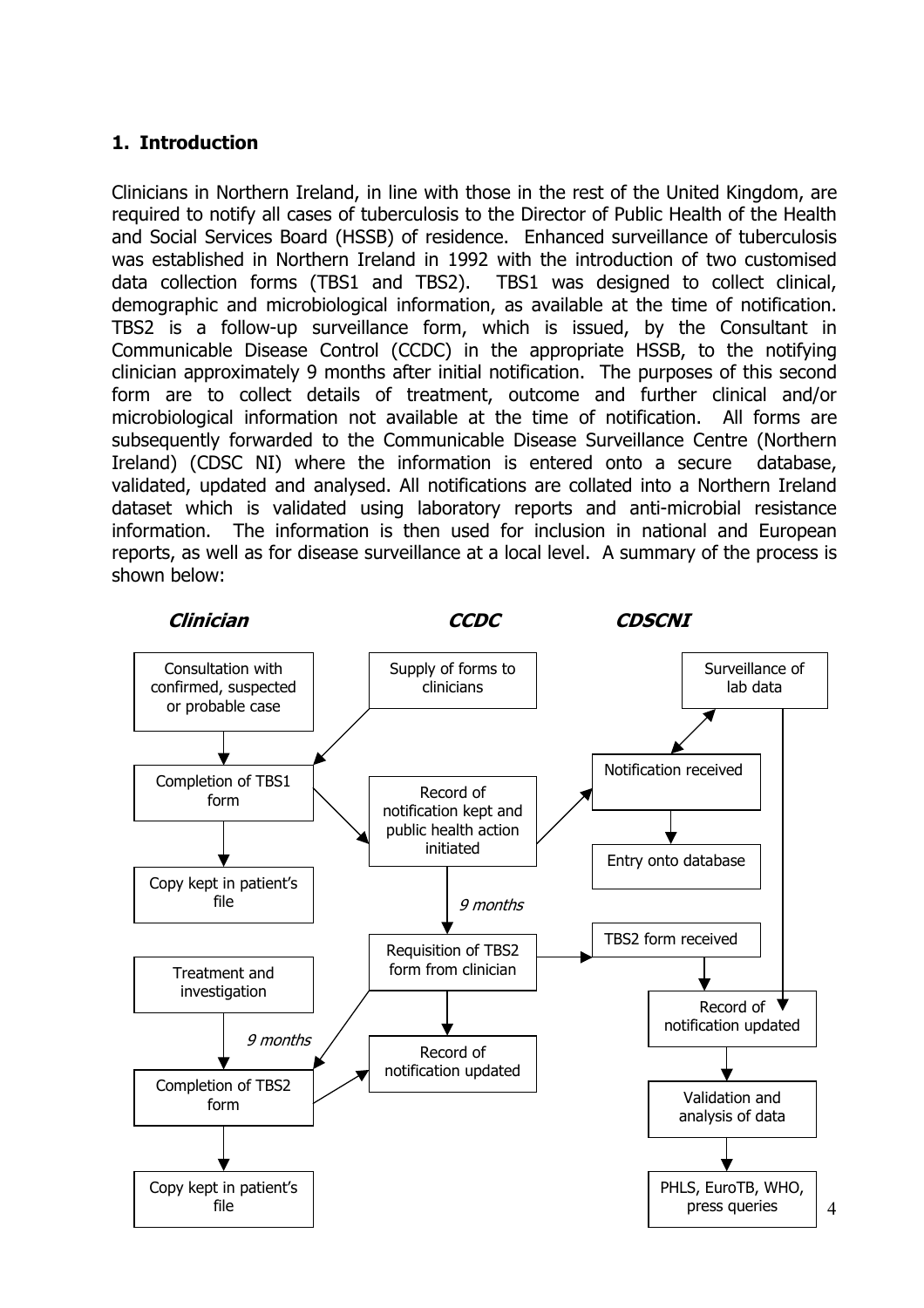## 1. Introduction

Clinicians in Northern Ireland, in line with those in the rest of the United Kingdom, are required to notify all cases of tuberculosis to the Director of Public Health of the Health and Social Services Board (HSSB) of residence. Enhanced surveillance of tuberculosis was established in Northern Ireland in 1992 with the introduction of two customised data collection forms (TBS1 and TBS2). TBS1 was designed to collect clinical, demographic and microbiological information, as available at the time of notification. TBS2 is a follow-up surveillance form, which is issued, by the Consultant in Communicable Disease Control (CCDC) in the appropriate HSSB, to the notifying clinician approximately 9 months after initial notification. The purposes of this second form are to collect details of treatment, outcome and further clinical and/or microbiological information not available at the time of notification. All forms are subsequently forwarded to the Communicable Disease Surveillance Centre (Northern Ireland) (CDSC NI) where the information is entered onto a secure database, validated, updated and analysed. All notifications are collated into a Northern Ireland dataset which is validated using laboratory reports and anti-microbial resistance information. The information is then used for inclusion in national and European reports, as well as for disease surveillance at a local level. A summary of the process is shown below:

***Clinician*** | ***CCDC*** | ***CDSCNI***

**Clinician:**
- Consultation with confirmed, suspected or probable case
- Completion of TBS1 form
- Copy kept in patient's file
- Treatment and investigation
- *9 months*
- Completion of TBS2 form
- Copy kept in patient's file

**CCDC:**
- Supply of forms to clinicians
- Record of notification kept and public health action initiated
- *9 months*
- Requisition of TBS2 form from clinician
- Record of notification updated

**CDSCNI:**
- Surveillance of lab data
- Notification received
- Entry onto database
- TBS2 form received
- Record of notification updated
- Validation and analysis of data
- PHLS, EuroTB, WHO, press queries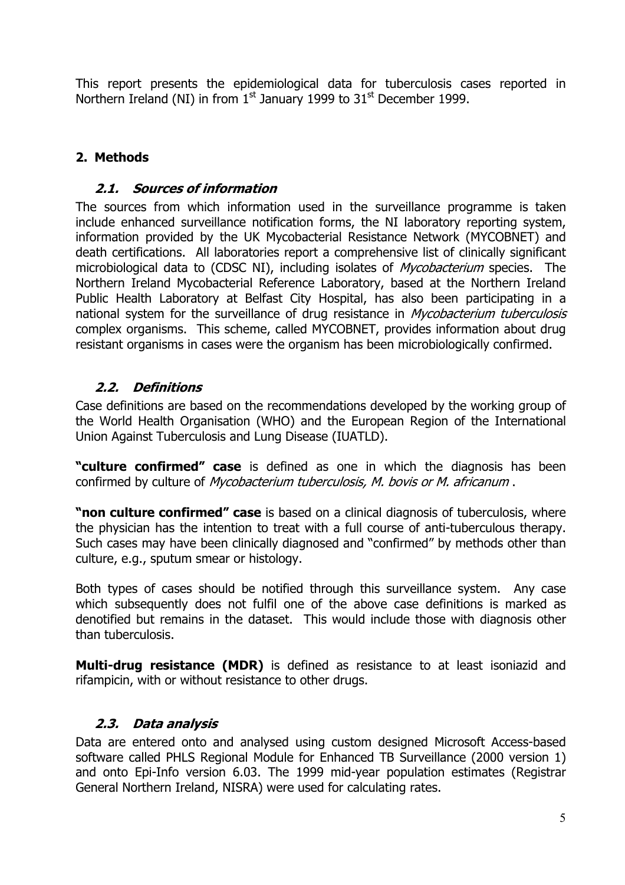This report presents the epidemiological data for tuberculosis cases reported in Northern Ireland (NI) in from 1st January 1999 to 31st December 1999.

## 2. Methods

### *2.1. Sources of information*

The sources from which information used in the surveillance programme is taken include enhanced surveillance notification forms, the NI laboratory reporting system, information provided by the UK Mycobacterial Resistance Network (MYCOBNET) and death certifications. All laboratories report a comprehensive list of clinically significant microbiological data to (CDSC NI), including isolates of *Mycobacterium* species. The Northern Ireland Mycobacterial Reference Laboratory, based at the Northern Ireland Public Health Laboratory at Belfast City Hospital, has also been participating in a national system for the surveillance of drug resistance in *Mycobacterium tuberculosis* complex organisms. This scheme, called MYCOBNET, provides information about drug resistant organisms in cases were the organism has been microbiologically confirmed.

### *2.2. Definitions*

Case definitions are based on the recommendations developed by the working group of the World Health Organisation (WHO) and the European Region of the International Union Against Tuberculosis and Lung Disease (IUATLD).

**"culture confirmed" case** is defined as one in which the diagnosis has been confirmed by culture of *Mycobacterium tuberculosis, M. bovis or M. africanum* .

**"non culture confirmed" case** is based on a clinical diagnosis of tuberculosis, where the physician has the intention to treat with a full course of anti-tuberculous therapy. Such cases may have been clinically diagnosed and "confirmed" by methods other than culture, e.g., sputum smear or histology.

Both types of cases should be notified through this surveillance system. Any case which subsequently does not fulfil one of the above case definitions is marked as denotified but remains in the dataset. This would include those with diagnosis other than tuberculosis.

**Multi-drug resistance (MDR)** is defined as resistance to at least isoniazid and rifampicin, with or without resistance to other drugs.

### *2.3. Data analysis*

Data are entered onto and analysed using custom designed Microsoft Access-based software called PHLS Regional Module for Enhanced TB Surveillance (2000 version 1) and onto Epi-Info version 6.03. The 1999 mid-year population estimates (Registrar General Northern Ireland, NISRA) were used for calculating rates.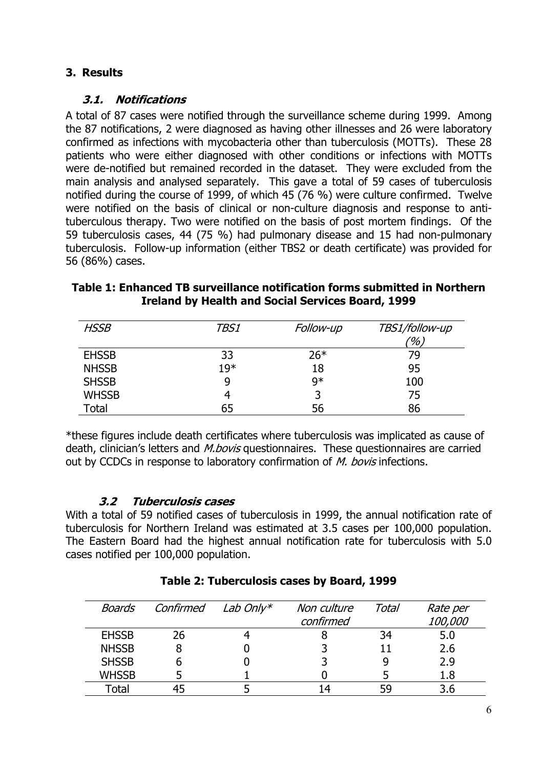## 3. Results

### 3.1. Notifications

A total of 87 cases were notified through the surveillance scheme during 1999. Among the 87 notifications, 2 were diagnosed as having other illnesses and 26 were laboratory confirmed as infections with mycobacteria other than tuberculosis (MOTTs). These 28 patients who were either diagnosed with other conditions or infections with MOTTs were de-notified but remained recorded in the dataset. They were excluded from the main analysis and analysed separately. This gave a total of 59 cases of tuberculosis notified during the course of 1999, of which 45 (76 %) were culture confirmed. Twelve were notified on the basis of clinical or non-culture diagnosis and response to anti-tuberculous therapy. Two were notified on the basis of post mortem findings. Of the 59 tuberculosis cases, 44 (75 %) had pulmonary disease and 15 had non-pulmonary tuberculosis. Follow-up information (either TBS2 or death certificate) was provided for 56 (86%) cases.

**Table 1: Enhanced TB surveillance notification forms submitted in Northern Ireland by Health and Social Services Board, 1999**

| *HSSB* | *TBS1* | *Follow-up* | *TBS1/follow-up (%)* |
|---|---|---|---|
| EHSSB | 33 | 26* | 79 |
| NHSSB | 19* | 18 | 95 |
| SHSSB | 9 | 9* | 100 |
| WHSSB | 4 | 3 | 75 |
| Total | 65 | 56 | 86 |

*these figures include death certificates where tuberculosis was implicated as cause of death, clinician's letters and *M.bovis* questionnaires. These questionnaires are carried out by CCDCs in response to laboratory confirmation of *M. bovis* infections.

### 3.2 Tuberculosis cases

With a total of 59 notified cases of tuberculosis in 1999, the annual notification rate of tuberculosis for Northern Ireland was estimated at 3.5 cases per 100,000 population. The Eastern Board had the highest annual notification rate for tuberculosis with 5.0 cases notified per 100,000 population.

**Table 2: Tuberculosis cases by Board, 1999**

| *Boards* | *Confirmed* | *Lab Only** | *Non culture confirmed* | *Total* | *Rate per 100,000* |
|---|---|---|---|---|---|
| EHSSB | 26 | 4 | 8 | 34 | 5.0 |
| NHSSB | 8 | 0 | 3 | 11 | 2.6 |
| SHSSB | 6 | 0 | 3 | 9 | 2.9 |
| WHSSB | 5 | 1 | 0 | 5 | 1.8 |
| Total | 45 | 5 | 14 | 59 | 3.6 |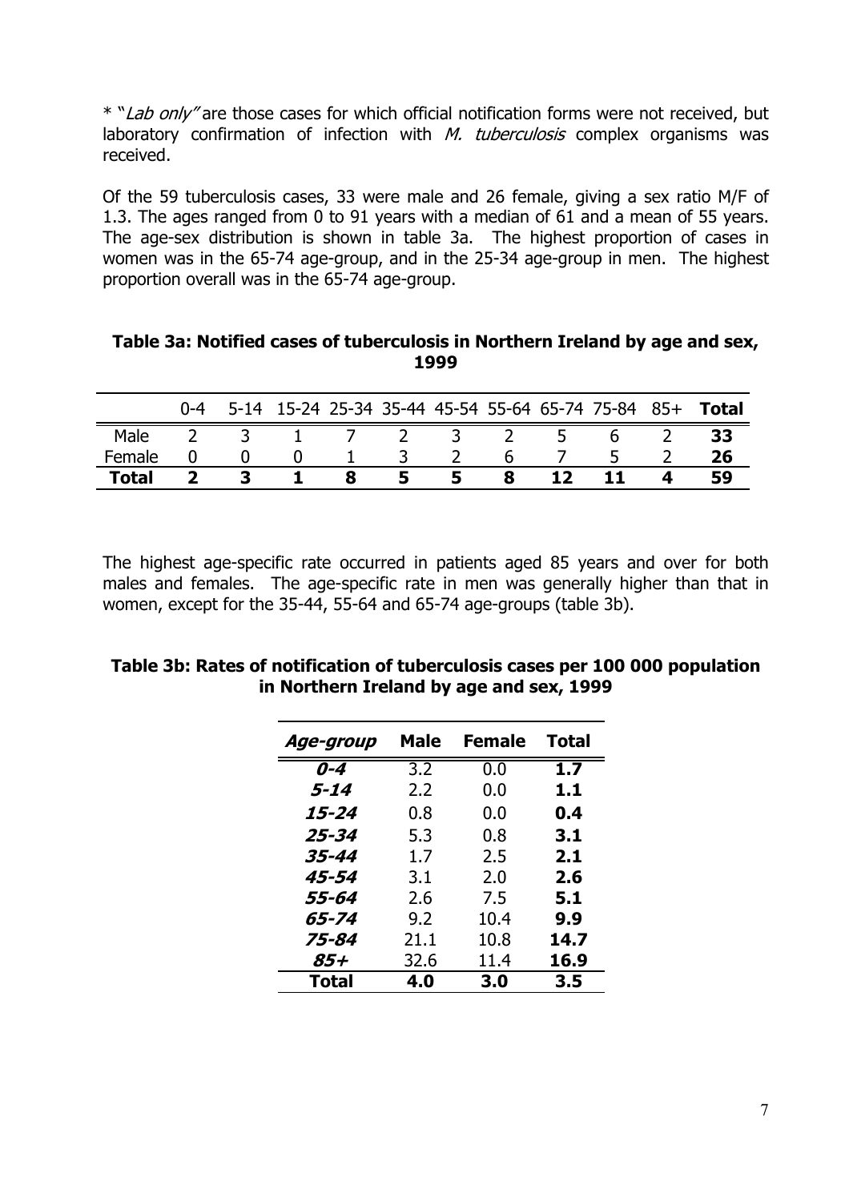* "*Lab only*" are those cases for which official notification forms were not received, but laboratory confirmation of infection with *M. tuberculosis* complex organisms was received.

Of the 59 tuberculosis cases, 33 were male and 26 female, giving a sex ratio M/F of 1.3. The ages ranged from 0 to 91 years with a median of 61 and a mean of 55 years. The age-sex distribution is shown in table 3a. The highest proportion of cases in women was in the 65-74 age-group, and in the 25-34 age-group in men. The highest proportion overall was in the 65-74 age-group.

**Table 3a: Notified cases of tuberculosis in Northern Ireland by age and sex, 1999**

| | 0-4 | 5-14 | 15-24 | 25-34 | 35-44 | 45-54 | 55-64 | 65-74 | 75-84 | 85+ | **Total** |
|---|---|---|---|---|---|---|---|---|---|---|---|
| Male | 2 | 3 | 1 | 7 | 2 | 3 | 2 | 5 | 6 | 2 | **33** |
| Female | 0 | 0 | 0 | 1 | 3 | 2 | 6 | 7 | 5 | 2 | **26** |
| **Total** | **2** | **3** | **1** | **8** | **5** | **5** | **8** | **12** | **11** | **4** | **59** |

The highest age-specific rate occurred in patients aged 85 years and over for both males and females. The age-specific rate in men was generally higher than that in women, except for the 35-44, 55-64 and 65-74 age-groups (table 3b).

**Table 3b: Rates of notification of tuberculosis cases per 100 000 population in Northern Ireland by age and sex, 1999**

| ***Age-group*** | **Male** | **Female** | **Total** |
|---|---|---|---|
| ***0-4*** | 3.2 | 0.0 | **1.7** |
| ***5-14*** | 2.2 | 0.0 | **1.1** |
| ***15-24*** | 0.8 | 0.0 | **0.4** |
| ***25-34*** | 5.3 | 0.8 | **3.1** |
| ***35-44*** | 1.7 | 2.5 | **2.1** |
| ***45-54*** | 3.1 | 2.0 | **2.6** |
| ***55-64*** | 2.6 | 7.5 | **5.1** |
| ***65-74*** | 9.2 | 10.4 | **9.9** |
| ***75-84*** | 21.1 | 10.8 | **14.7** |
| ***85+*** | 32.6 | 11.4 | **16.9** |
| **Total** | **4.0** | **3.0** | **3.5** |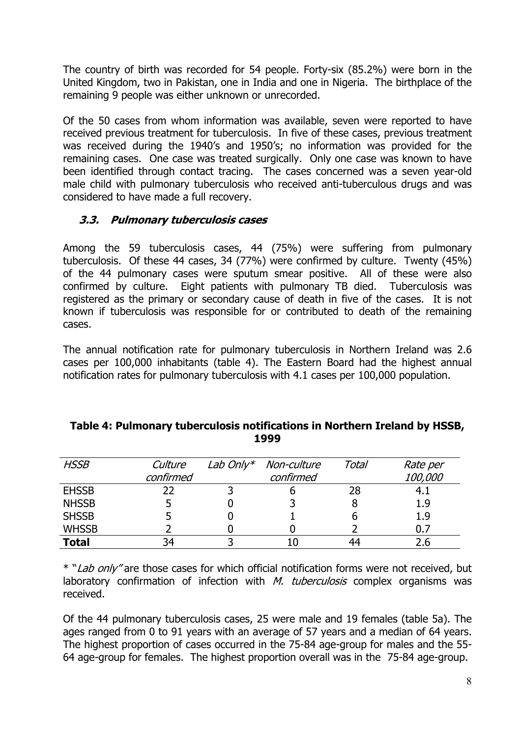The country of birth was recorded for 54 people. Forty-six (85.2%) were born in the United Kingdom, two in Pakistan, one in India and one in Nigeria. The birthplace of the remaining 9 people was either unknown or unrecorded.

Of the 50 cases from whom information was available, seven were reported to have received previous treatment for tuberculosis. In five of these cases, previous treatment was received during the 1940's and 1950's; no information was provided for the remaining cases. One case was treated surgically. Only one case was known to have been identified through contact tracing. The cases concerned was a seven year-old male child with pulmonary tuberculosis who received anti-tuberculous drugs and was considered to have made a full recovery.

### *3.3. Pulmonary tuberculosis cases*

Among the 59 tuberculosis cases, 44 (75%) were suffering from pulmonary tuberculosis. Of these 44 cases, 34 (77%) were confirmed by culture. Twenty (45%) of the 44 pulmonary cases were sputum smear positive. All of these were also confirmed by culture. Eight patients with pulmonary TB died. Tuberculosis was registered as the primary or secondary cause of death in five of the cases. It is not known if tuberculosis was responsible for or contributed to death of the remaining cases.

The annual notification rate for pulmonary tuberculosis in Northern Ireland was 2.6 cases per 100,000 inhabitants (table 4). The Eastern Board had the highest annual notification rates for pulmonary tuberculosis with 4.1 cases per 100,000 population.

**Table 4: Pulmonary tuberculosis notifications in Northern Ireland by HSSB, 1999**

| *HSSB* | *Culture confirmed* | *Lab Only** | *Non-culture confirmed* | *Total* | *Rate per 100,000* |
|---|---|---|---|---|---|
| EHSSB | 22 | 3 | 6 | 28 | 4.1 |
| NHSSB | 5 | 0 | 3 | 8 | 1.9 |
| SHSSB | 5 | 0 | 1 | 6 | 1.9 |
| WHSSB | 2 | 0 | 0 | 2 | 0.7 |
| **Total** | 34 | 3 | 10 | 44 | 2.6 |

* "*Lab only*" are those cases for which official notification forms were not received, but laboratory confirmation of infection with *M. tuberculosis* complex organisms was received.

Of the 44 pulmonary tuberculosis cases, 25 were male and 19 females (table 5a). The ages ranged from 0 to 91 years with an average of 57 years and a median of 64 years. The highest proportion of cases occurred in the 75-84 age-group for males and the 55-64 age-group for females. The highest proportion overall was in the 75-84 age-group.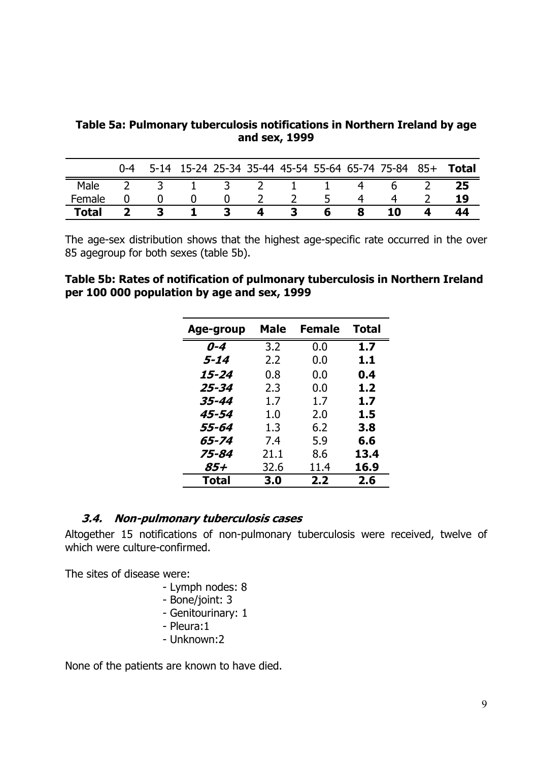**Table 5a: Pulmonary tuberculosis notifications in Northern Ireland by age and sex, 1999**

| | 0-4 | 5-14 | 15-24 | 25-34 | 35-44 | 45-54 | 55-64 | 65-74 | 75-84 | 85+ | **Total** |
|---|---|---|---|---|---|---|---|---|---|---|---|
| Male | 2 | 3 | 1 | 3 | 2 | 1 | 1 | 4 | 6 | 2 | **25** |
| Female | 0 | 0 | 0 | 0 | 2 | 2 | 5 | 4 | 4 | 2 | **19** |
| **Total** | **2** | **3** | **1** | **3** | **4** | **3** | **6** | **8** | **10** | **4** | **44** |

The age-sex distribution shows that the highest age-specific rate occurred in the over 85 agegroup for both sexes (table 5b).

**Table 5b: Rates of notification of pulmonary tuberculosis in Northern Ireland per 100 000 population by age and sex, 1999**

| Age-group | Male | Female | Total |
|---|---|---|---|
| ***0-4*** | 3.2 | 0.0 | **1.7** |
| ***5-14*** | 2.2 | 0.0 | **1.1** |
| ***15-24*** | 0.8 | 0.0 | **0.4** |
| ***25-34*** | 2.3 | 0.0 | **1.2** |
| ***35-44*** | 1.7 | 1.7 | **1.7** |
| ***45-54*** | 1.0 | 2.0 | **1.5** |
| ***55-64*** | 1.3 | 6.2 | **3.8** |
| ***65-74*** | 7.4 | 5.9 | **6.6** |
| ***75-84*** | 21.1 | 8.6 | **13.4** |
| ***85+*** | 32.6 | 11.4 | **16.9** |
| **Total** | **3.0** | **2.2** | **2.6** |

### *3.4. Non-pulmonary tuberculosis cases*

Altogether 15 notifications of non-pulmonary tuberculosis were received, twelve of which were culture-confirmed.

The sites of disease were:

- Lymph nodes: 8
- Bone/joint: 3
- Genitourinary: 1
- Pleura:1
- Unknown:2

None of the patients are known to have died.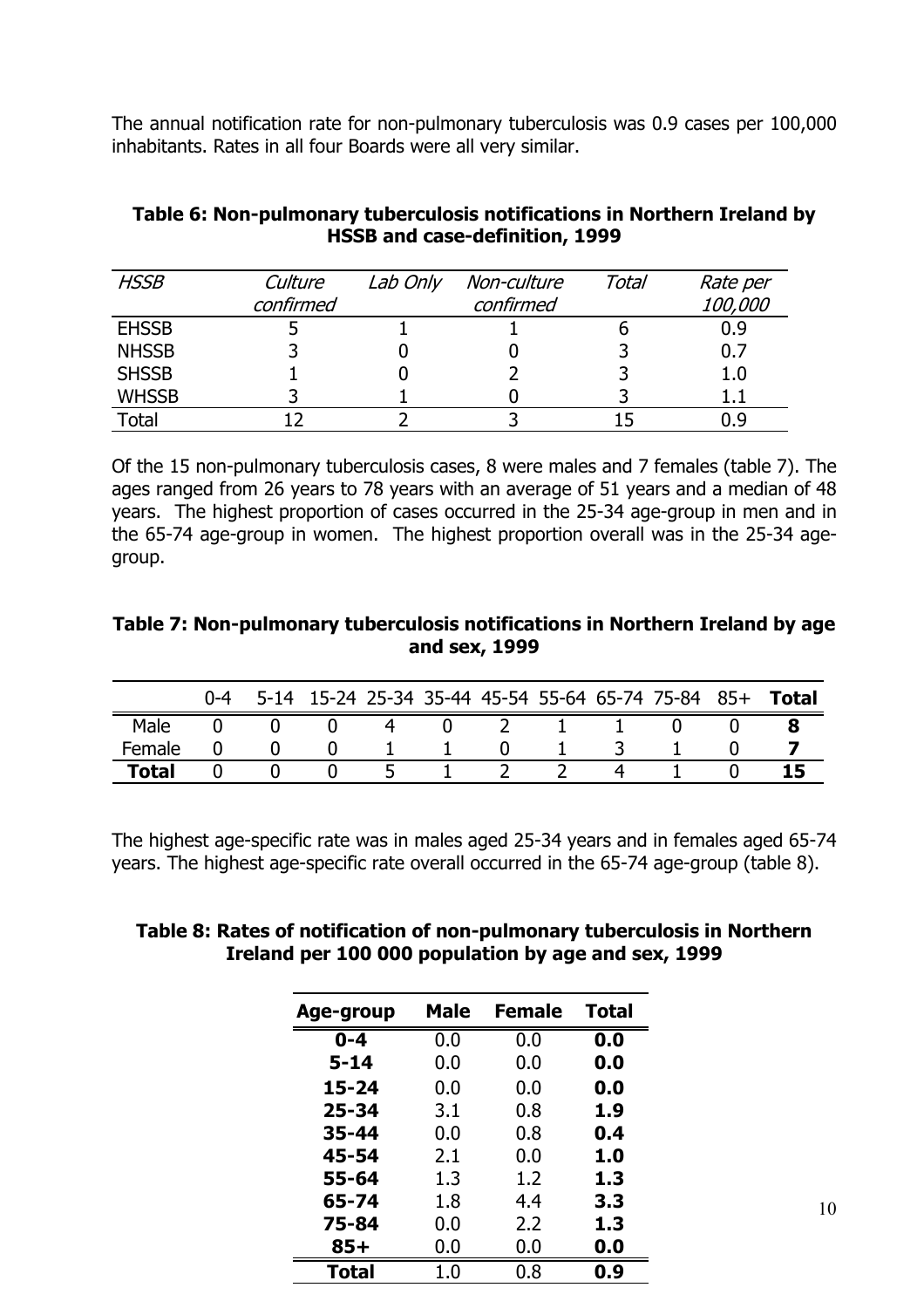The annual notification rate for non-pulmonary tuberculosis was 0.9 cases per 100,000 inhabitants. Rates in all four Boards were all very similar.

**Table 6: Non-pulmonary tuberculosis notifications in Northern Ireland by HSSB and case-definition, 1999**

| *HSSB* | *Culture confirmed* | *Lab Only* | *Non-culture confirmed* | *Total* | *Rate per 100,000* |
|---|---|---|---|---|---|
| EHSSB | 5 | 1 | 1 | 6 | 0.9 |
| NHSSB | 3 | 0 | 0 | 3 | 0.7 |
| SHSSB | 1 | 0 | 2 | 3 | 1.0 |
| WHSSB | 3 | 1 | 0 | 3 | 1.1 |
| Total | 12 | 2 | 3 | 15 | 0.9 |

Of the 15 non-pulmonary tuberculosis cases, 8 were males and 7 females (table 7). The ages ranged from 26 years to 78 years with an average of 51 years and a median of 48 years. The highest proportion of cases occurred in the 25-34 age-group in men and in the 65-74 age-group in women. The highest proportion overall was in the 25-34 age-group.

**Table 7: Non-pulmonary tuberculosis notifications in Northern Ireland by age and sex, 1999**

| | 0-4 | 5-14 | 15-24 | 25-34 | 35-44 | 45-54 | 55-64 | 65-74 | 75-84 | 85+ | **Total** |
|---|---|---|---|---|---|---|---|---|---|---|---|
| Male | 0 | 0 | 0 | 4 | 0 | 2 | 1 | 1 | 0 | 0 | **8** |
| Female | 0 | 0 | 0 | 1 | 1 | 0 | 1 | 3 | 1 | 0 | **7** |
| **Total** | 0 | 0 | 0 | 5 | 1 | 2 | 2 | 4 | 1 | 0 | **15** |

The highest age-specific rate was in males aged 25-34 years and in females aged 65-74 years. The highest age-specific rate overall occurred in the 65-74 age-group (table 8).

**Table 8: Rates of notification of non-pulmonary tuberculosis in Northern Ireland per 100 000 population by age and sex, 1999**

| Age-group | Male | Female | Total |
|---|---|---|---|
| **0-4** | 0.0 | 0.0 | **0.0** |
| **5-14** | 0.0 | 0.0 | **0.0** |
| **15-24** | 0.0 | 0.0 | **0.0** |
| **25-34** | 3.1 | 0.8 | **1.9** |
| **35-44** | 0.0 | 0.8 | **0.4** |
| **45-54** | 2.1 | 0.0 | **1.0** |
| **55-64** | 1.3 | 1.2 | **1.3** |
| **65-74** | 1.8 | 4.4 | **3.3** |
| **75-84** | 0.0 | 2.2 | **1.3** |
| **85+** | 0.0 | 0.0 | **0.0** |
| **Total** | 1.0 | 0.8 | **0.9** |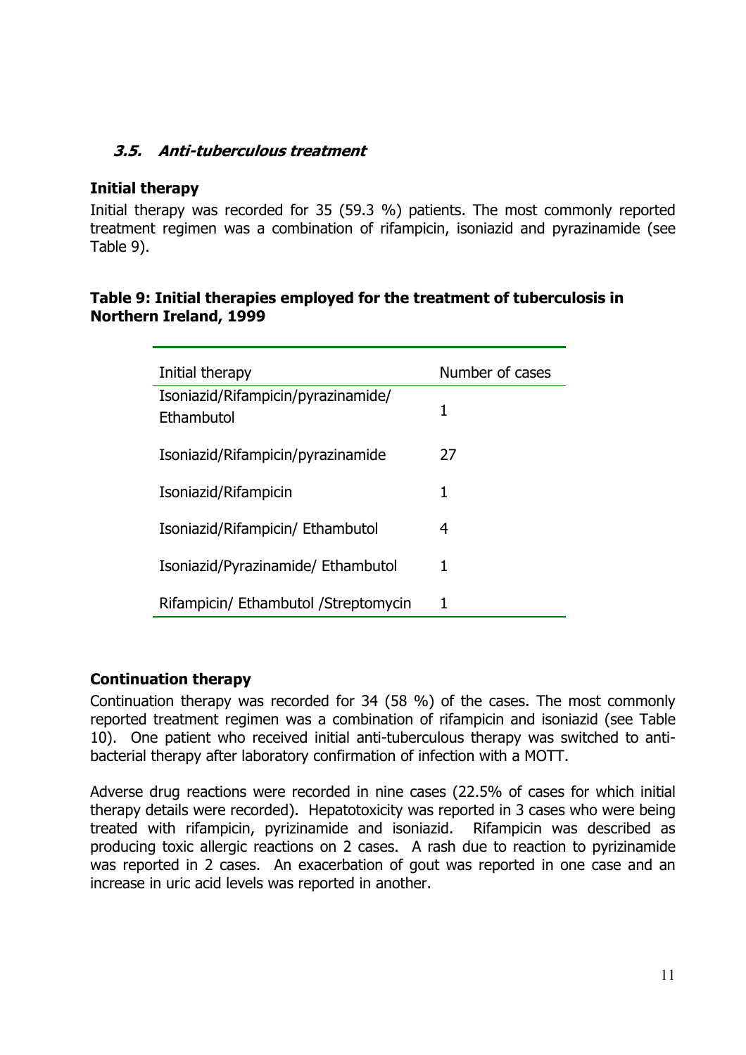### *3.5. Anti-tuberculous treatment*

**Initial therapy**

Initial therapy was recorded for 35 (59.3 %) patients. The most commonly reported treatment regimen was a combination of rifampicin, isoniazid and pyrazinamide (see Table 9).

**Table 9: Initial therapies employed for the treatment of tuberculosis in Northern Ireland, 1999**

| Initial therapy | Number of cases |
| --- | --- |
| Isoniazid/Rifampicin/pyrazinamide/ Ethambutol | 1 |
| Isoniazid/Rifampicin/pyrazinamide | 27 |
| Isoniazid/Rifampicin | 1 |
| Isoniazid/Rifampicin/ Ethambutol | 4 |
| Isoniazid/Pyrazinamide/ Ethambutol | 1 |
| Rifampicin/ Ethambutol /Streptomycin | 1 |

**Continuation therapy**

Continuation therapy was recorded for 34 (58 %) of the cases. The most commonly reported treatment regimen was a combination of rifampicin and isoniazid (see Table 10). One patient who received initial anti-tuberculous therapy was switched to anti-bacterial therapy after laboratory confirmation of infection with a MOTT.

Adverse drug reactions were recorded in nine cases (22.5% of cases for which initial therapy details were recorded). Hepatotoxicity was reported in 3 cases who were being treated with rifampicin, pyrizinamide and isoniazid. Rifampicin was described as producing toxic allergic reactions on 2 cases. A rash due to reaction to pyrizinamide was reported in 2 cases. An exacerbation of gout was reported in one case and an increase in uric acid levels was reported in another.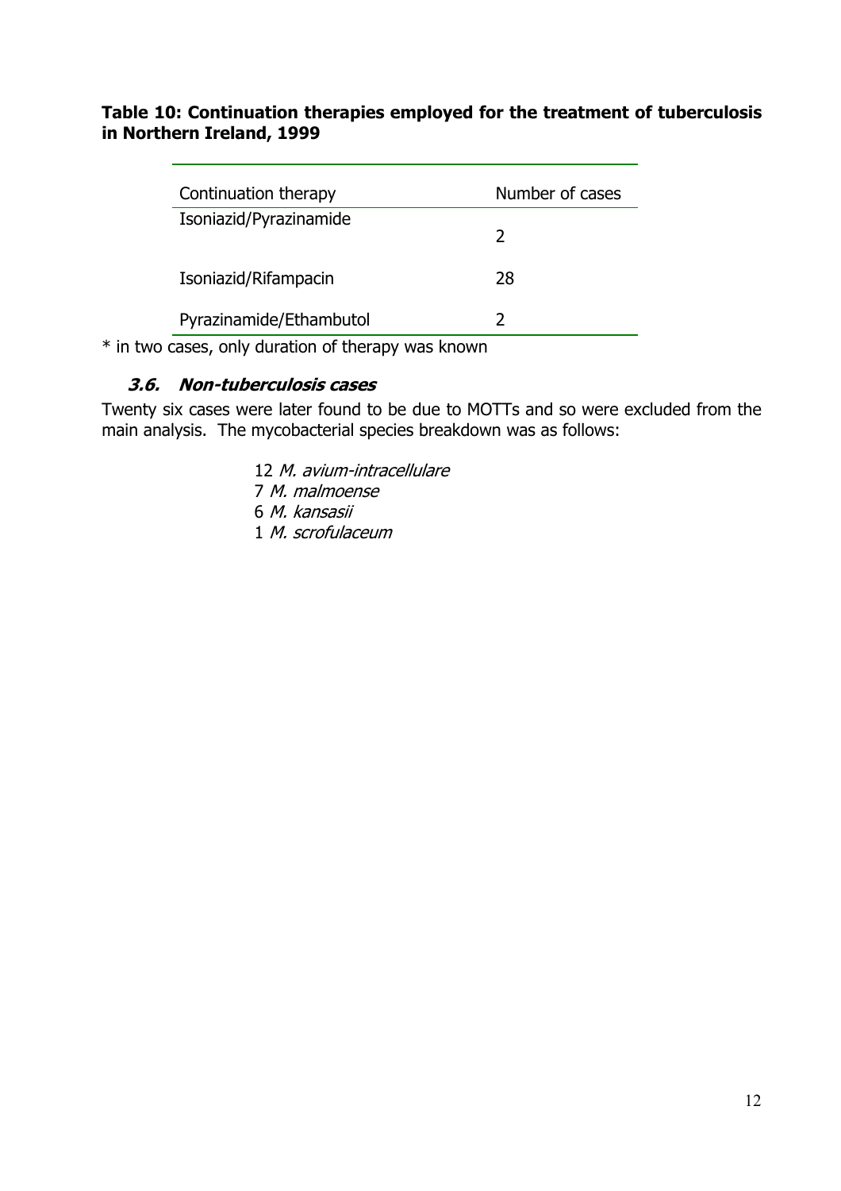**Table 10: Continuation therapies employed for the treatment of tuberculosis in Northern Ireland, 1999**

| Continuation therapy | Number of cases |
| --- | --- |
| Isoniazid/Pyrazinamide | 2 |
| Isoniazid/Rifampacin | 28 |
| Pyrazinamide/Ethambutol | 2 |

* in two cases, only duration of therapy was known

### ***3.6. Non-tuberculosis cases***

Twenty six cases were later found to be due to MOTTs and so were excluded from the main analysis. The mycobacterial species breakdown was as follows:

12 *M. avium-intracellulare*
7 *M. malmoense*
6 *M. kansasii*
1 *M. scrofulaceum*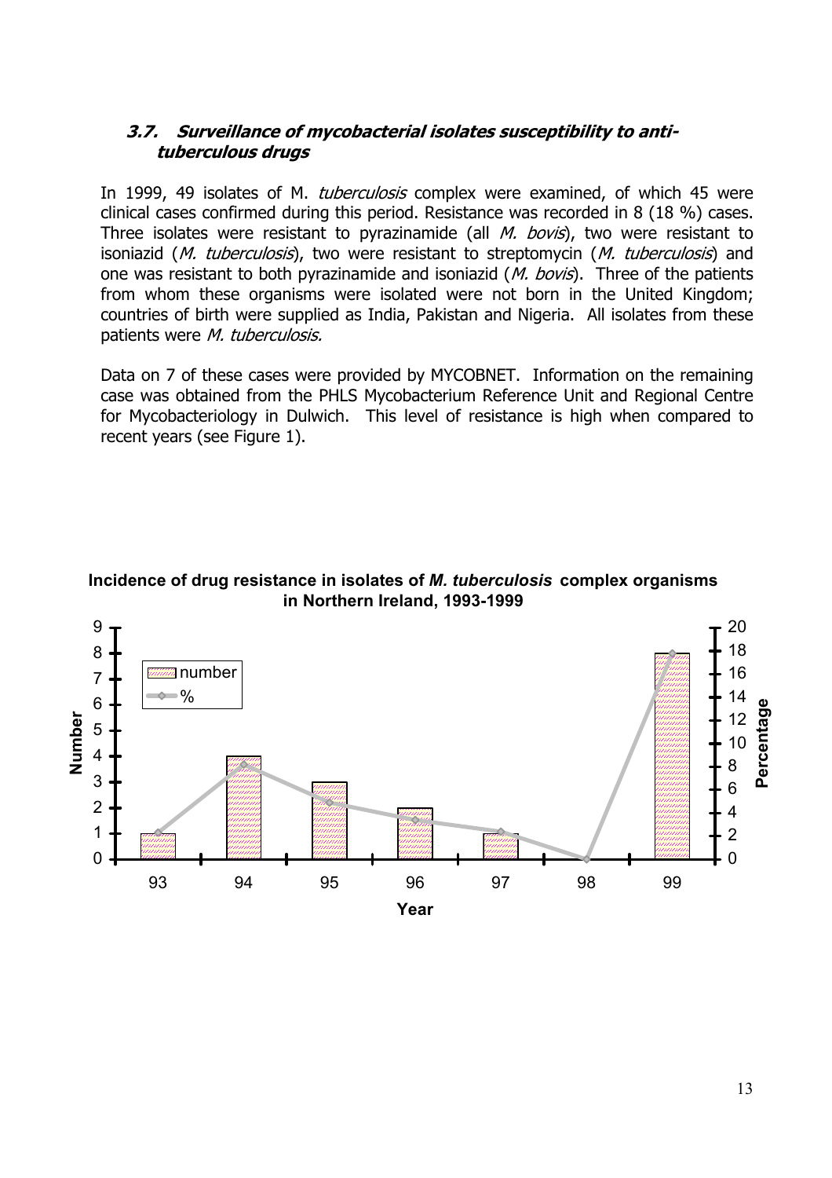### 3.7. Surveillance of mycobacterial isolates susceptibility to anti-tuberculous drugs

In 1999, 49 isolates of M. *tuberculosis* complex were examined, of which 45 were clinical cases confirmed during this period. Resistance was recorded in 8 (18 %) cases. Three isolates were resistant to pyrazinamide (all *M. bovis*), two were resistant to isoniazid (*M. tuberculosis*), two were resistant to streptomycin (*M. tuberculosis*) and one was resistant to both pyrazinamide and isoniazid (*M. bovis*). Three of the patients from whom these organisms were isolated were not born in the United Kingdom; countries of birth were supplied as India, Pakistan and Nigeria. All isolates from these patients were *M. tuberculosis.*

Data on 7 of these cases were provided by MYCOBNET. Information on the remaining case was obtained from the PHLS Mycobacterium Reference Unit and Regional Centre for Mycobacteriology in Dulwich. This level of resistance is high when compared to recent years (see Figure 1).

**Incidence of drug resistance in isolates of *M. tuberculosis* complex organisms in Northern Ireland, 1993-1999**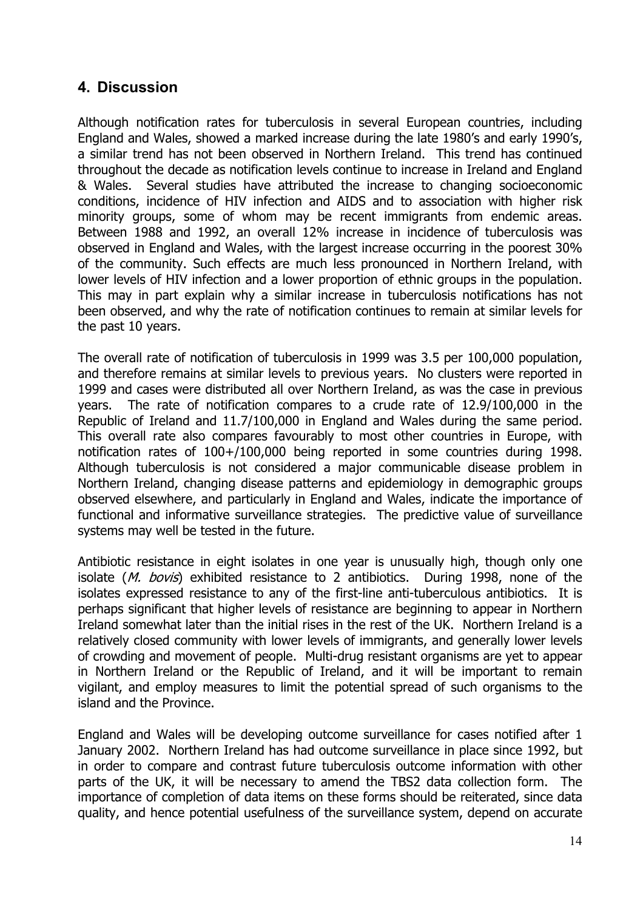## 4. Discussion

Although notification rates for tuberculosis in several European countries, including England and Wales, showed a marked increase during the late 1980's and early 1990's, a similar trend has not been observed in Northern Ireland. This trend has continued throughout the decade as notification levels continue to increase in Ireland and England & Wales. Several studies have attributed the increase to changing socioeconomic conditions, incidence of HIV infection and AIDS and to association with higher risk minority groups, some of whom may be recent immigrants from endemic areas. Between 1988 and 1992, an overall 12% increase in incidence of tuberculosis was observed in England and Wales, with the largest increase occurring in the poorest 30% of the community. Such effects are much less pronounced in Northern Ireland, with lower levels of HIV infection and a lower proportion of ethnic groups in the population. This may in part explain why a similar increase in tuberculosis notifications has not been observed, and why the rate of notification continues to remain at similar levels for the past 10 years.

The overall rate of notification of tuberculosis in 1999 was 3.5 per 100,000 population, and therefore remains at similar levels to previous years. No clusters were reported in 1999 and cases were distributed all over Northern Ireland, as was the case in previous years. The rate of notification compares to a crude rate of 12.9/100,000 in the Republic of Ireland and 11.7/100,000 in England and Wales during the same period. This overall rate also compares favourably to most other countries in Europe, with notification rates of 100+/100,000 being reported in some countries during 1998. Although tuberculosis is not considered a major communicable disease problem in Northern Ireland, changing disease patterns and epidemiology in demographic groups observed elsewhere, and particularly in England and Wales, indicate the importance of functional and informative surveillance strategies. The predictive value of surveillance systems may well be tested in the future.

Antibiotic resistance in eight isolates in one year is unusually high, though only one isolate (*M. bovis*) exhibited resistance to 2 antibiotics. During 1998, none of the isolates expressed resistance to any of the first-line anti-tuberculous antibiotics. It is perhaps significant that higher levels of resistance are beginning to appear in Northern Ireland somewhat later than the initial rises in the rest of the UK. Northern Ireland is a relatively closed community with lower levels of immigrants, and generally lower levels of crowding and movement of people. Multi-drug resistant organisms are yet to appear in Northern Ireland or the Republic of Ireland, and it will be important to remain vigilant, and employ measures to limit the potential spread of such organisms to the island and the Province.

England and Wales will be developing outcome surveillance for cases notified after 1 January 2002. Northern Ireland has had outcome surveillance in place since 1992, but in order to compare and contrast future tuberculosis outcome information with other parts of the UK, it will be necessary to amend the TBS2 data collection form. The importance of completion of data items on these forms should be reiterated, since data quality, and hence potential usefulness of the surveillance system, depend on accurate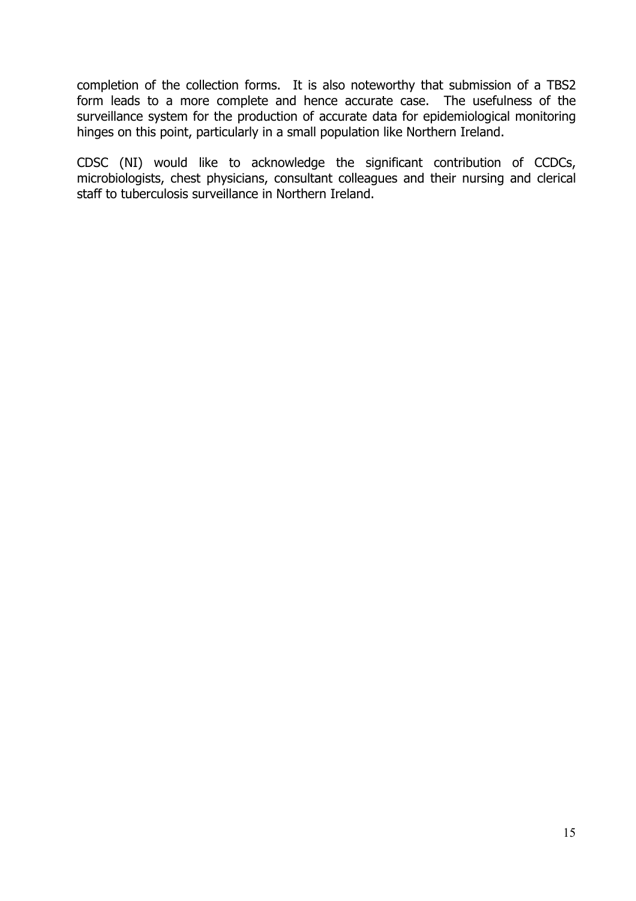completion of the collection forms. It is also noteworthy that submission of a TBS2 form leads to a more complete and hence accurate case. The usefulness of the surveillance system for the production of accurate data for epidemiological monitoring hinges on this point, particularly in a small population like Northern Ireland.

CDSC (NI) would like to acknowledge the significant contribution of CCDCs, microbiologists, chest physicians, consultant colleagues and their nursing and clerical staff to tuberculosis surveillance in Northern Ireland.